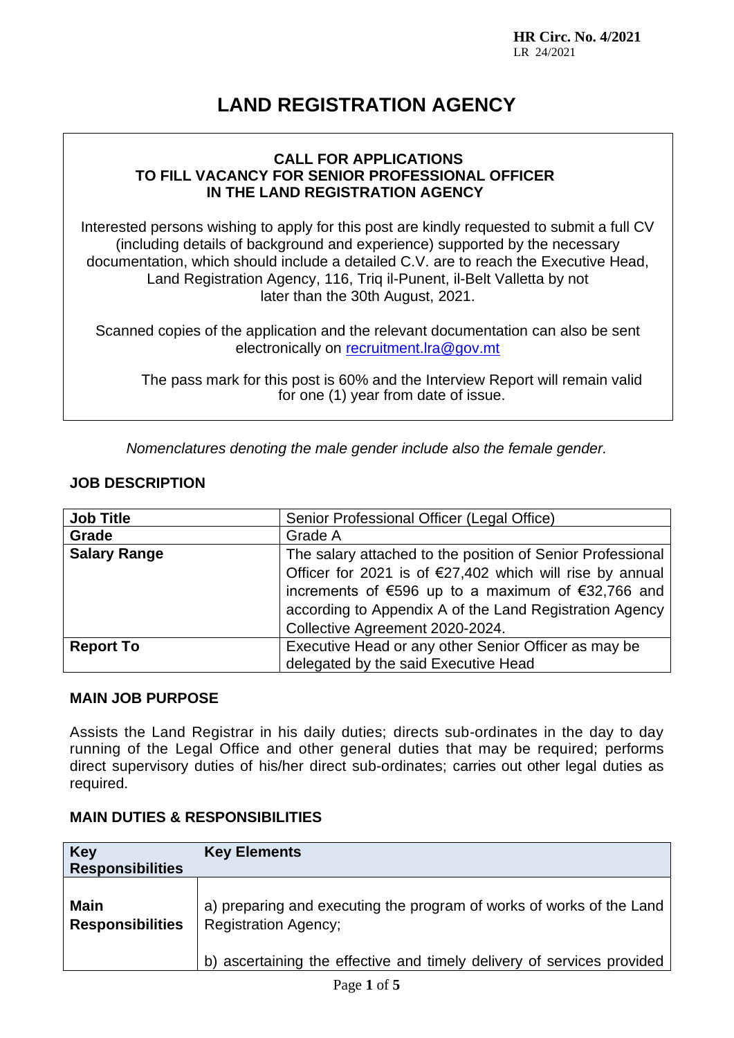**HR Circ. No. 4/2021**
LR 24/2021

# LAND REGISTRATION AGENCY

**CALL FOR APPLICATIONS TO FILL VACANCY FOR SENIOR PROFESSIONAL OFFICER IN THE LAND REGISTRATION AGENCY**

Interested persons wishing to apply for this post are kindly requested to submit a full CV (including details of background and experience) supported by the necessary documentation, which should include a detailed C.V. are to reach the Executive Head, Land Registration Agency, 116, Triq il-Punent, il-Belt Valletta by not later than the 30th August, 2021.

Scanned copies of the application and the relevant documentation can also be sent electronically on recruitment.lra@gov.mt

The pass mark for this post is 60% and the Interview Report will remain valid for one (1) year from date of issue.

*Nomenclatures denoting the male gender include also the female gender.*

## JOB DESCRIPTION

| **Job Title** | Senior Professional Officer (Legal Office) |
|---|---|
| **Grade** | Grade A |
| **Salary Range** | The salary attached to the position of Senior Professional Officer for 2021 is of €27,402 which will rise by annual increments of €596 up to a maximum of €32,766 and according to Appendix A of the Land Registration Agency Collective Agreement 2020-2024. |
| **Report To** | Executive Head or any other Senior Officer as may be delegated by the said Executive Head |

## MAIN JOB PURPOSE

Assists the Land Registrar in his daily duties; directs sub-ordinates in the day to day running of the Legal Office and other general duties that may be required; performs direct supervisory duties of his/her direct sub-ordinates; carries out other legal duties as required.

## MAIN DUTIES & RESPONSIBILITIES

| Key Responsibilities | Key Elements |
|---|---|
| **Main Responsibilities** | a) preparing and executing the program of works of works of the Land Registration Agency;<br><br>b) ascertaining the effective and timely delivery of services provided |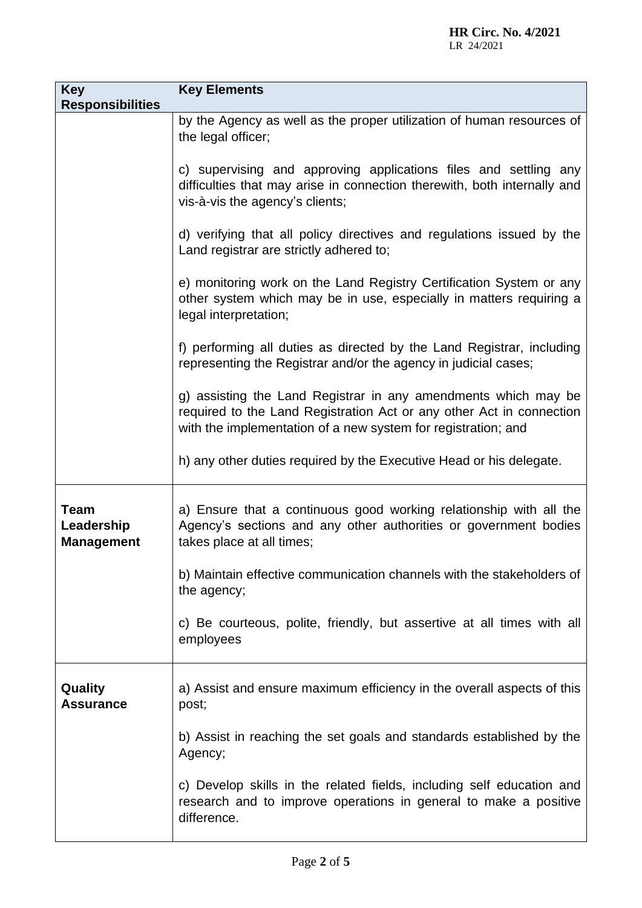| Key Responsibilities | Key Elements |
|---|---|
| | by the Agency as well as the proper utilization of human resources of the legal officer;<br><br>c) supervising and approving applications files and settling any difficulties that may arise in connection therewith, both internally and vis-à-vis the agency's clients;<br><br>d) verifying that all policy directives and regulations issued by the Land registrar are strictly adhered to;<br><br>e) monitoring work on the Land Registry Certification System or any other system which may be in use, especially in matters requiring a legal interpretation;<br><br>f) performing all duties as directed by the Land Registrar, including representing the Registrar and/or the agency in judicial cases;<br><br>g) assisting the Land Registrar in any amendments which may be required to the Land Registration Act or any other Act in connection with the implementation of a new system for registration; and<br><br>h) any other duties required by the Executive Head or his delegate. |
| **Team Leadership Management** | a) Ensure that a continuous good working relationship with all the Agency's sections and any other authorities or government bodies takes place at all times;<br><br>b) Maintain effective communication channels with the stakeholders of the agency;<br><br>c) Be courteous, polite, friendly, but assertive at all times with all employees |
| **Quality Assurance** | a) Assist and ensure maximum efficiency in the overall aspects of this post;<br><br>b) Assist in reaching the set goals and standards established by the Agency;<br><br>c) Develop skills in the related fields, including self education and research and to improve operations in general to make a positive difference. |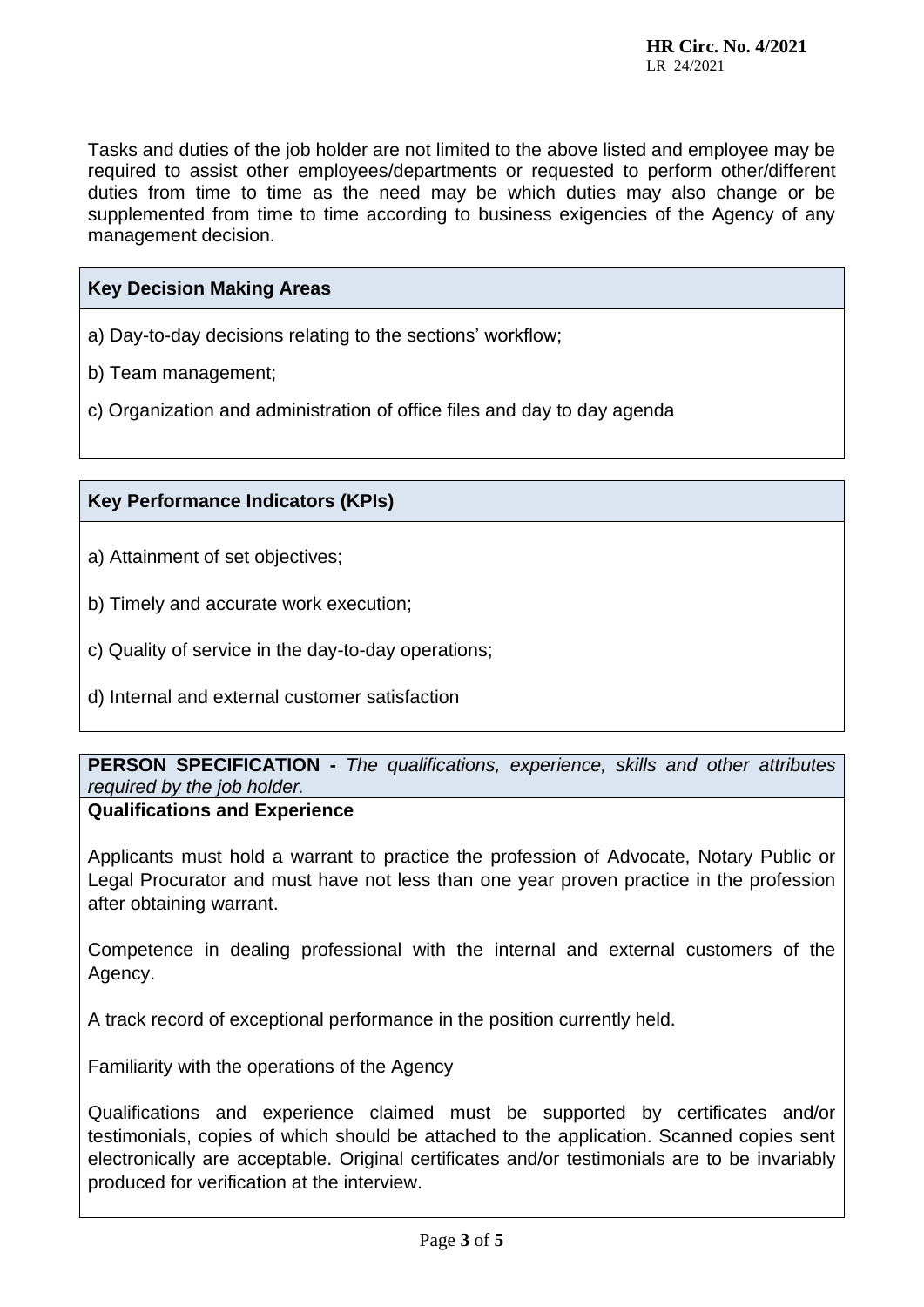Tasks and duties of the job holder are not limited to the above listed and employee may be required to assist other employees/departments or requested to perform other/different duties from time to time as the need may be which duties may also change or be supplemented from time to time according to business exigencies of the Agency of any management decision.

### Key Decision Making Areas

a) Day-to-day decisions relating to the sections' workflow;

b) Team management;

c) Organization and administration of office files and day to day agenda

### Key Performance Indicators (KPIs)

a) Attainment of set objectives;

b) Timely and accurate work execution;

c) Quality of service in the day-to-day operations;

d) Internal and external customer satisfaction

### PERSON SPECIFICATION - *The qualifications, experience, skills and other attributes required by the job holder.*

**Qualifications and Experience**

Applicants must hold a warrant to practice the profession of Advocate, Notary Public or Legal Procurator and must have not less than one year proven practice in the profession after obtaining warrant.

Competence in dealing professional with the internal and external customers of the Agency.

A track record of exceptional performance in the position currently held.

Familiarity with the operations of the Agency

Qualifications and experience claimed must be supported by certificates and/or testimonials, copies of which should be attached to the application. Scanned copies sent electronically are acceptable. Original certificates and/or testimonials are to be invariably produced for verification at the interview.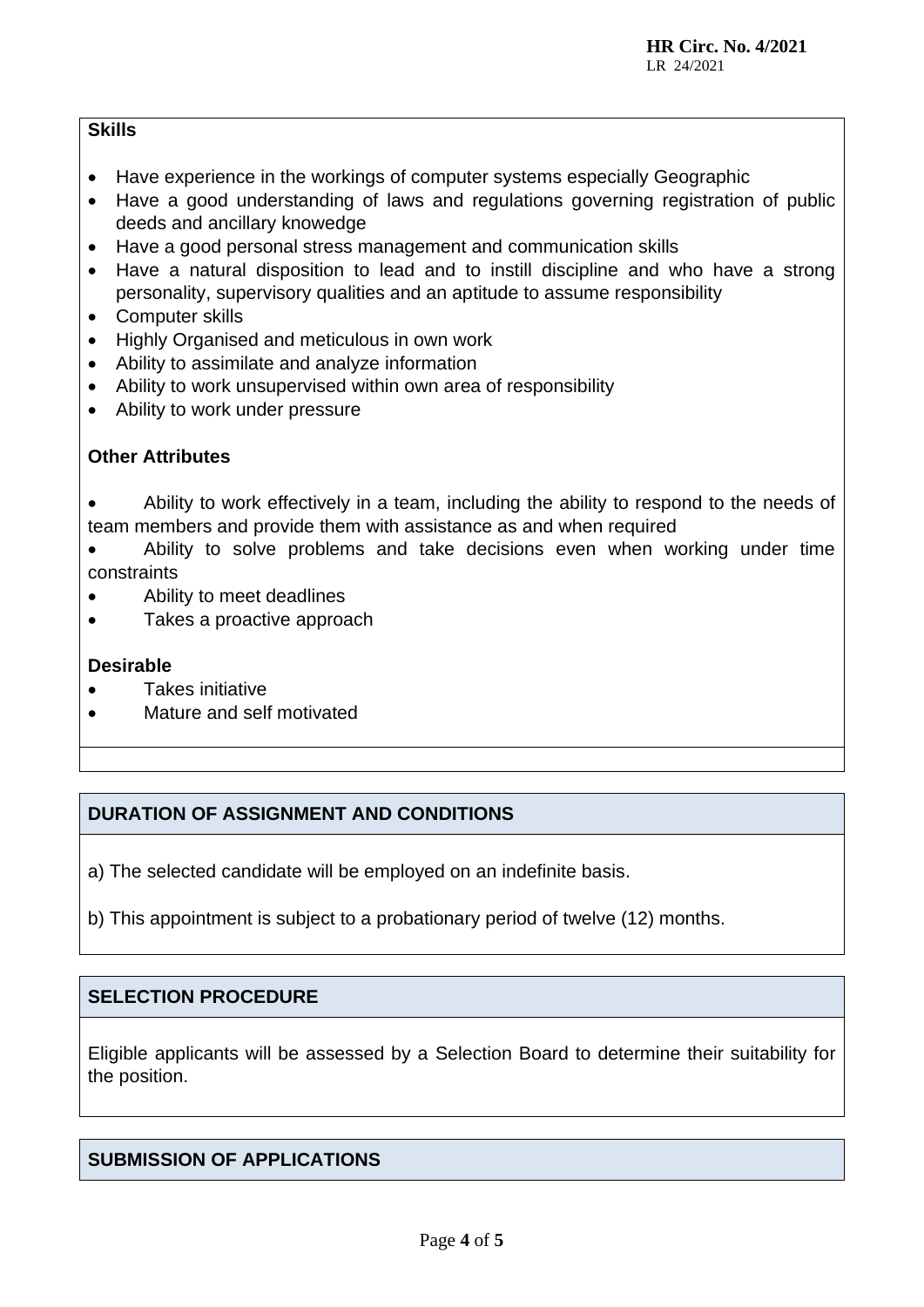**Skills**

- Have experience in the workings of computer systems especially Geographic
- Have a good understanding of laws and regulations governing registration of public deeds and ancillary knowedge
- Have a good personal stress management and communication skills
- Have a natural disposition to lead and to instill discipline and who have a strong personality, supervisory qualities and an aptitude to assume responsibility
- Computer skills
- Highly Organised and meticulous in own work
- Ability to assimilate and analyze information
- Ability to work unsupervised within own area of responsibility
- Ability to work under pressure

**Other Attributes**

- Ability to work effectively in a team, including the ability to respond to the needs of team members and provide them with assistance as and when required
- Ability to solve problems and take decisions even when working under time constraints
- Ability to meet deadlines
- Takes a proactive approach

**Desirable**

- Takes initiative
- Mature and self motivated

## DURATION OF ASSIGNMENT AND CONDITIONS

a) The selected candidate will be employed on an indefinite basis.

b) This appointment is subject to a probationary period of twelve (12) months.

## SELECTION PROCEDURE

Eligible applicants will be assessed by a Selection Board to determine their suitability for the position.

## SUBMISSION OF APPLICATIONS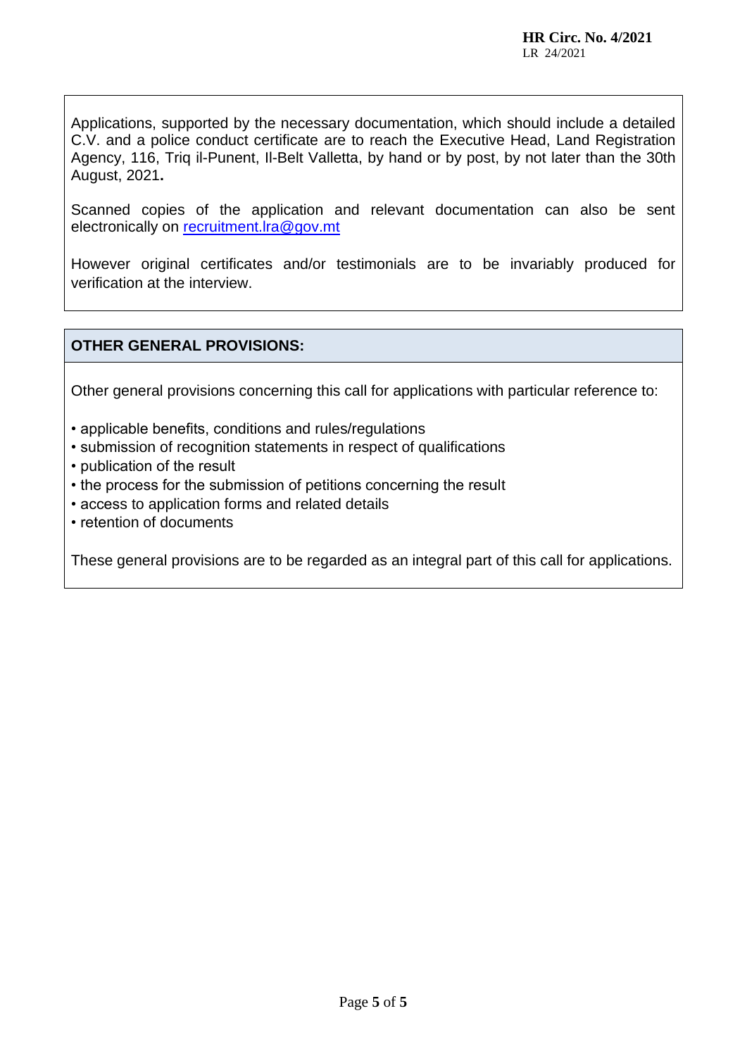Applications, supported by the necessary documentation, which should include a detailed C.V. and a police conduct certificate are to reach the Executive Head, Land Registration Agency, 116, Triq il-Punent, Il-Belt Valletta, by hand or by post, by not later than the 30th August, 2021**.**

Scanned copies of the application and relevant documentation can also be sent electronically on [recruitment.lra@gov.mt](mailto:recruitment.lra@gov.mt)

However original certificates and/or testimonials are to be invariably produced for verification at the interview.

**OTHER GENERAL PROVISIONS:**

Other general provisions concerning this call for applications with particular reference to:

- applicable benefits, conditions and rules/regulations
- submission of recognition statements in respect of qualifications
- publication of the result
- the process for the submission of petitions concerning the result
- access to application forms and related details
- retention of documents

These general provisions are to be regarded as an integral part of this call for applications.